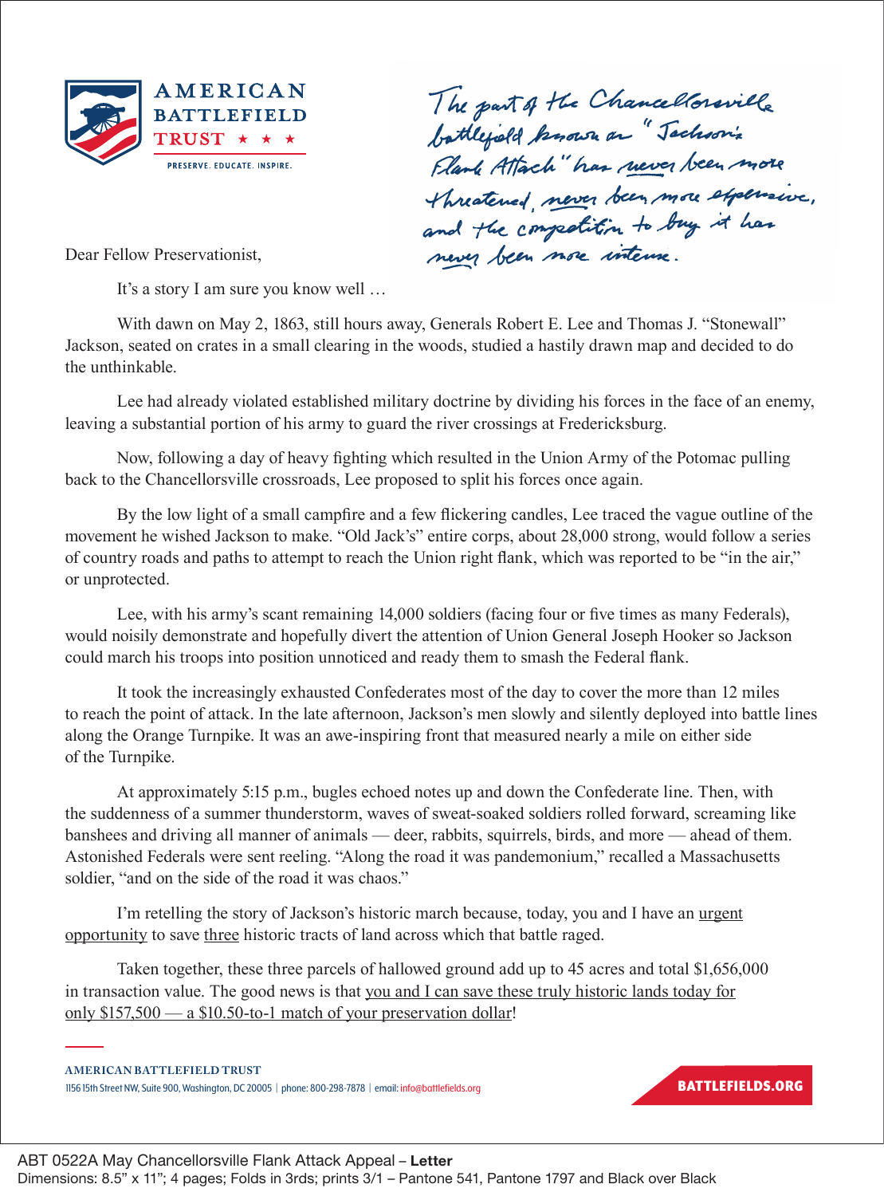**AMERICAN BATTLEFIELD TRUST** ★ ★ ★

PRESERVE. EDUCATE. INSPIRE.

*The part of the Chancellorsville battlefield known as "Jackson's Flank Attack" has never been more threatened, never been more expensive, and the competition to buy it has never been more intense.*

Dear Fellow Preservationist,

It's a story I am sure you know well …

With dawn on May 2, 1863, still hours away, Generals Robert E. Lee and Thomas J. "Stonewall" Jackson, seated on crates in a small clearing in the woods, studied a hastily drawn map and decided to do the unthinkable.

Lee had already violated established military doctrine by dividing his forces in the face of an enemy, leaving a substantial portion of his army to guard the river crossings at Fredericksburg.

Now, following a day of heavy fighting which resulted in the Union Army of the Potomac pulling back to the Chancellorsville crossroads, Lee proposed to split his forces once again.

By the low light of a small campfire and a few flickering candles, Lee traced the vague outline of the movement he wished Jackson to make. "Old Jack's" entire corps, about 28,000 strong, would follow a series of country roads and paths to attempt to reach the Union right flank, which was reported to be "in the air," or unprotected.

Lee, with his army's scant remaining 14,000 soldiers (facing four or five times as many Federals), would noisily demonstrate and hopefully divert the attention of Union General Joseph Hooker so Jackson could march his troops into position unnoticed and ready them to smash the Federal flank.

It took the increasingly exhausted Confederates most of the day to cover the more than 12 miles to reach the point of attack. In the late afternoon, Jackson's men slowly and silently deployed into battle lines along the Orange Turnpike. It was an awe-inspiring front that measured nearly a mile on either side of the Turnpike.

At approximately 5:15 p.m., bugles echoed notes up and down the Confederate line. Then, with the suddenness of a summer thunderstorm, waves of sweat-soaked soldiers rolled forward, screaming like banshees and driving all manner of animals — deer, rabbits, squirrels, birds, and more — ahead of them. Astonished Federals were sent reeling. "Along the road it was pandemonium," recalled a Massachusetts soldier, "and on the side of the road it was chaos."

I'm retelling the story of Jackson's historic march because, today, you and I have an urgent opportunity to save three historic tracts of land across which that battle raged.

Taken together, these three parcels of hallowed ground add up to 45 acres and total $1,656,000 in transaction value. The good news is that you and I can save these truly historic lands today for only $157,500 — a $10.50-to-1 match of your preservation dollar!

**AMERICAN BATTLEFIELD TRUST**
1156 15th Street NW, Suite 900, Washington, DC 20005 | phone: 800-298-7878 | email: info@battlefields.org

**BATTLEFIELDS.ORG**

ABT 0522A May Chancellorsville Flank Attack Appeal – **Letter**
Dimensions: 8.5" x 11"; 4 pages; Folds in 3rds; prints 3/1 – Pantone 541, Pantone 1797 and Black over Black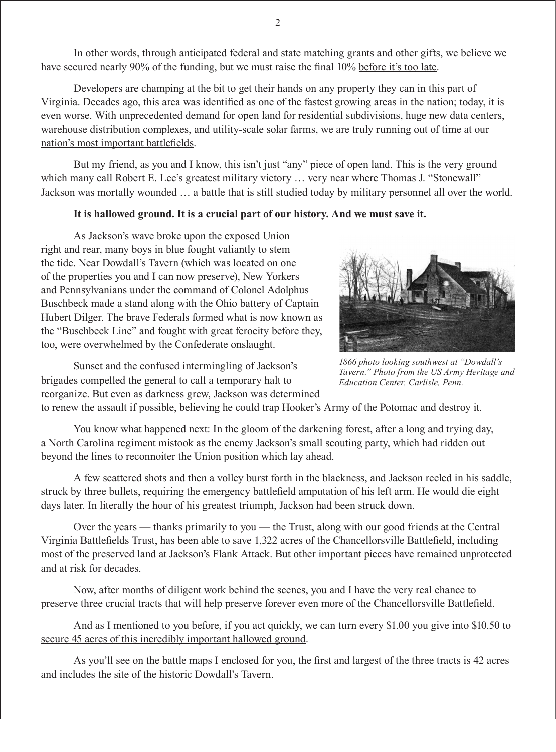In other words, through anticipated federal and state matching grants and other gifts, we believe we have secured nearly 90% of the funding, but we must raise the final 10% before it's too late.

Developers are champing at the bit to get their hands on any property they can in this part of Virginia. Decades ago, this area was identified as one of the fastest growing areas in the nation; today, it is even worse. With unprecedented demand for open land for residential subdivisions, huge new data centers, warehouse distribution complexes, and utility-scale solar farms, we are truly running out of time at our nation's most important battlefields.

But my friend, as you and I know, this isn't just "any" piece of open land. This is the very ground which many call Robert E. Lee's greatest military victory … very near where Thomas J. "Stonewall" Jackson was mortally wounded … a battle that is still studied today by military personnel all over the world.

**It is hallowed ground. It is a crucial part of our history. And we must save it.**

As Jackson's wave broke upon the exposed Union right and rear, many boys in blue fought valiantly to stem the tide. Near Dowdall's Tavern (which was located on one of the properties you and I can now preserve), New Yorkers and Pennsylvanians under the command of Colonel Adolphus Buschbeck made a stand along with the Ohio battery of Captain Hubert Dilger. The brave Federals formed what is now known as the "Buschbeck Line" and fought with great ferocity before they, too, were overwhelmed by the Confederate onslaught.

*1866 photo looking southwest at "Dowdall's Tavern." Photo from the US Army Heritage and Education Center, Carlisle, Penn.*

Sunset and the confused intermingling of Jackson's brigades compelled the general to call a temporary halt to reorganize. But even as darkness grew, Jackson was determined to renew the assault if possible, believing he could trap Hooker's Army of the Potomac and destroy it.

You know what happened next: In the gloom of the darkening forest, after a long and trying day, a North Carolina regiment mistook as the enemy Jackson's small scouting party, which had ridden out beyond the lines to reconnoiter the Union position which lay ahead.

A few scattered shots and then a volley burst forth in the blackness, and Jackson reeled in his saddle, struck by three bullets, requiring the emergency battlefield amputation of his left arm. He would die eight days later. In literally the hour of his greatest triumph, Jackson had been struck down.

Over the years — thanks primarily to you — the Trust, along with our good friends at the Central Virginia Battlefields Trust, has been able to save 1,322 acres of the Chancellorsville Battlefield, including most of the preserved land at Jackson's Flank Attack. But other important pieces have remained unprotected and at risk for decades.

Now, after months of diligent work behind the scenes, you and I have the very real chance to preserve three crucial tracts that will help preserve forever even more of the Chancellorsville Battlefield.

And as I mentioned to you before, if you act quickly, we can turn every $1.00 you give into $10.50 to secure 45 acres of this incredibly important hallowed ground.

As you'll see on the battle maps I enclosed for you, the first and largest of the three tracts is 42 acres and includes the site of the historic Dowdall's Tavern.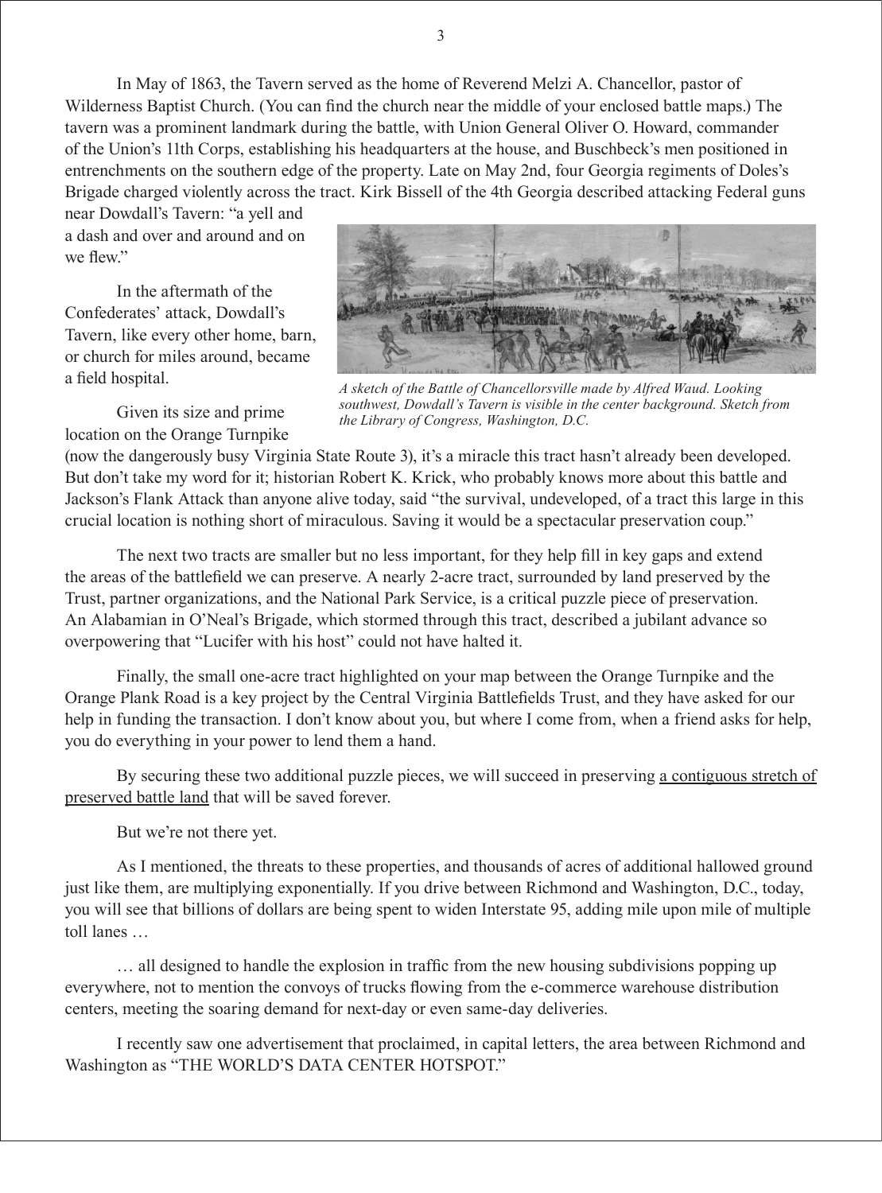In May of 1863, the Tavern served as the home of Reverend Melzi A. Chancellor, pastor of Wilderness Baptist Church. (You can find the church near the middle of your enclosed battle maps.) The tavern was a prominent landmark during the battle, with Union General Oliver O. Howard, commander of the Union's 11th Corps, establishing his headquarters at the house, and Buschbeck's men positioned in entrenchments on the southern edge of the property. Late on May 2nd, four Georgia regiments of Doles's Brigade charged violently across the tract. Kirk Bissell of the 4th Georgia described attacking Federal guns near Dowdall's Tavern: "a yell and a dash and over and around and on we flew."

In the aftermath of the Confederates' attack, Dowdall's Tavern, like every other home, barn, or church for miles around, became a field hospital.

*A sketch of the Battle of Chancellorsville made by Alfred Waud. Looking southwest, Dowdall's Tavern is visible in the center background. Sketch from the Library of Congress, Washington, D.C.*

Given its size and prime location on the Orange Turnpike (now the dangerously busy Virginia State Route 3), it's a miracle this tract hasn't already been developed. But don't take my word for it; historian Robert K. Krick, who probably knows more about this battle and Jackson's Flank Attack than anyone alive today, said "the survival, undeveloped, of a tract this large in this crucial location is nothing short of miraculous. Saving it would be a spectacular preservation coup."

The next two tracts are smaller but no less important, for they help fill in key gaps and extend the areas of the battlefield we can preserve. A nearly 2-acre tract, surrounded by land preserved by the Trust, partner organizations, and the National Park Service, is a critical puzzle piece of preservation. An Alabamian in O'Neal's Brigade, which stormed through this tract, described a jubilant advance so overpowering that "Lucifer with his host" could not have halted it.

Finally, the small one-acre tract highlighted on your map between the Orange Turnpike and the Orange Plank Road is a key project by the Central Virginia Battlefields Trust, and they have asked for our help in funding the transaction. I don't know about you, but where I come from, when a friend asks for help, you do everything in your power to lend them a hand.

By securing these two additional puzzle pieces, we will succeed in preserving <u>a contiguous stretch of preserved battle land</u> that will be saved forever.

But we're not there yet.

As I mentioned, the threats to these properties, and thousands of acres of additional hallowed ground just like them, are multiplying exponentially. If you drive between Richmond and Washington, D.C., today, you will see that billions of dollars are being spent to widen Interstate 95, adding mile upon mile of multiple toll lanes …

… all designed to handle the explosion in traffic from the new housing subdivisions popping up everywhere, not to mention the convoys of trucks flowing from the e-commerce warehouse distribution centers, meeting the soaring demand for next-day or even same-day deliveries.

I recently saw one advertisement that proclaimed, in capital letters, the area between Richmond and Washington as "THE WORLD'S DATA CENTER HOTSPOT."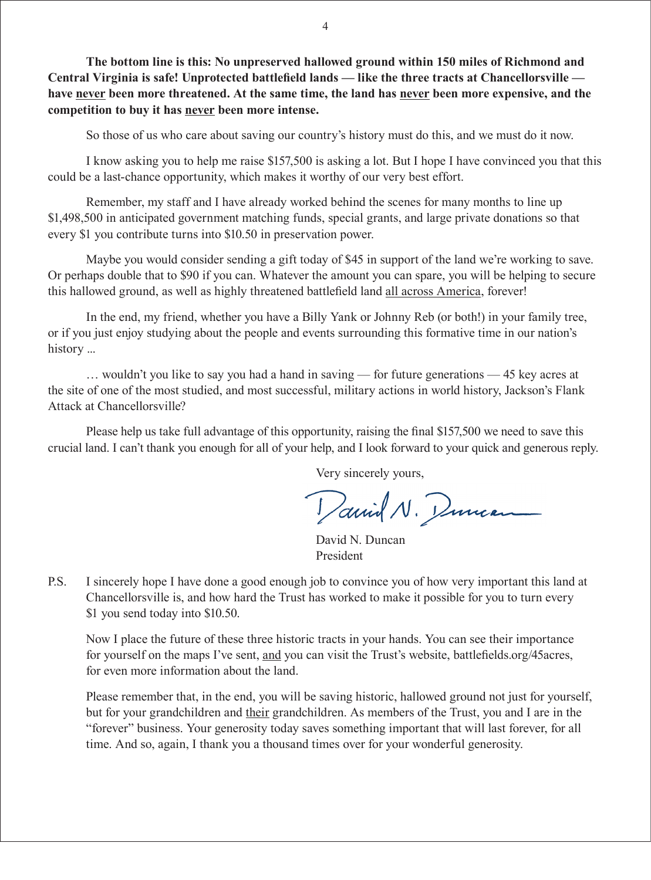**The bottom line is this: No unpreserved hallowed ground within 150 miles of Richmond and Central Virginia is safe! Unprotected battlefield lands — like the three tracts at Chancellorsville — have never been more threatened. At the same time, the land has never been more expensive, and the competition to buy it has never been more intense.**

So those of us who care about saving our country's history must do this, and we must do it now.

I know asking you to help me raise $157,500 is asking a lot. But I hope I have convinced you that this could be a last-chance opportunity, which makes it worthy of our very best effort.

Remember, my staff and I have already worked behind the scenes for many months to line up $1,498,500 in anticipated government matching funds, special grants, and large private donations so that every $1 you contribute turns into $10.50 in preservation power.

Maybe you would consider sending a gift today of $45 in support of the land we're working to save. Or perhaps double that to $90 if you can. Whatever the amount you can spare, you will be helping to secure this hallowed ground, as well as highly threatened battlefield land all across America, forever!

In the end, my friend, whether you have a Billy Yank or Johnny Reb (or both!) in your family tree, or if you just enjoy studying about the people and events surrounding this formative time in our nation's history ...

… wouldn't you like to say you had a hand in saving — for future generations — 45 key acres at the site of one of the most studied, and most successful, military actions in world history, Jackson's Flank Attack at Chancellorsville?

Please help us take full advantage of this opportunity, raising the final $157,500 we need to save this crucial land. I can't thank you enough for all of your help, and I look forward to your quick and generous reply.

Very sincerely yours,

David N. Duncan

David N. Duncan
President

P.S. I sincerely hope I have done a good enough job to convince you of how very important this land at Chancellorsville is, and how hard the Trust has worked to make it possible for you to turn every $1 you send today into $10.50.

Now I place the future of these three historic tracts in your hands. You can see their importance for yourself on the maps I've sent, and you can visit the Trust's website, battlefields.org/45acres, for even more information about the land.

Please remember that, in the end, you will be saving historic, hallowed ground not just for yourself, but for your grandchildren and their grandchildren. As members of the Trust, you and I are in the "forever" business. Your generosity today saves something important that will last forever, for all time. And so, again, I thank you a thousand times over for your wonderful generosity.